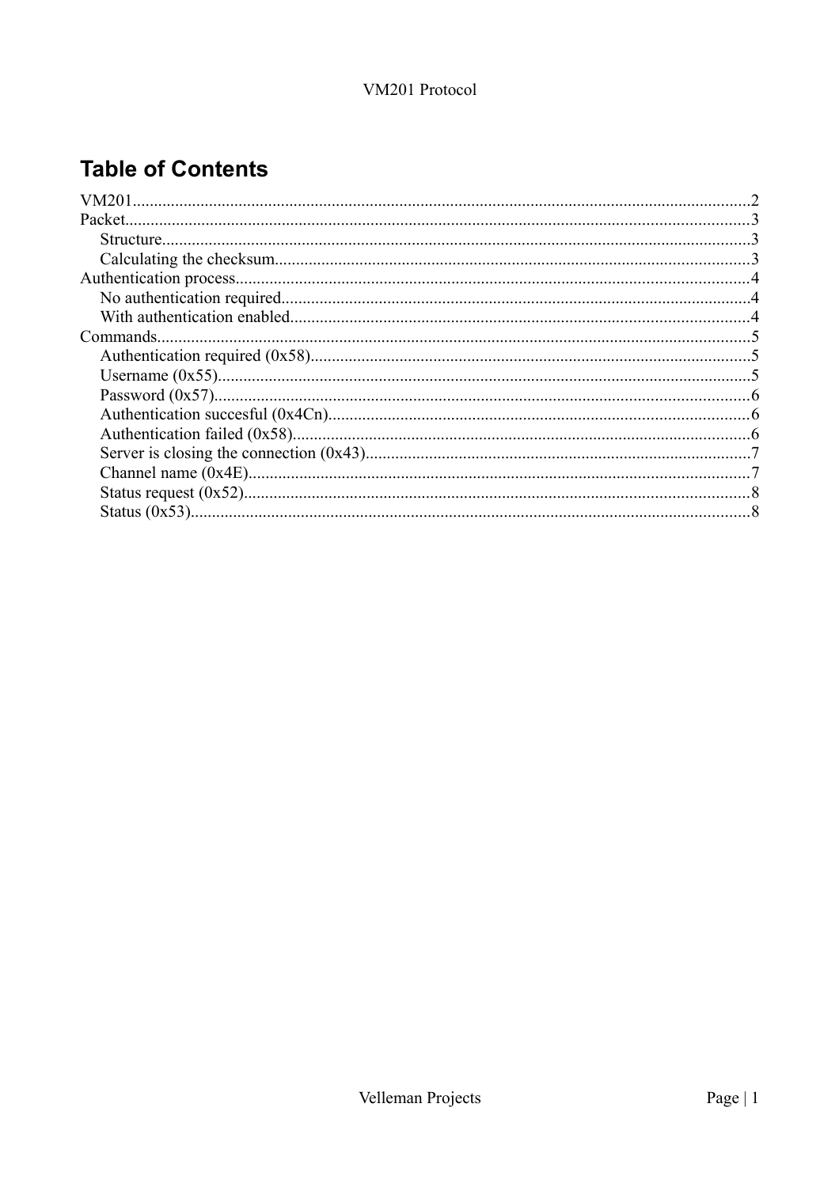# Table of Contents

VM201.....2
Packet.....3
- Structure.....3
- Calculating the checksum.....3

Authentication process.....4
- No authentication required.....4
- With authentication enabled.....4

Commands.....5
- Authentication required (0x58).....5
- Username (0x55).....5
- Password (0x57).....6
- Authentication succesful (0x4Cn).....6
- Authentication failed (0x58).....6
- Server is closing the connection (0x43).....7
- Channel name (0x4E).....7
- Status request (0x52).....8
- Status (0x53).....8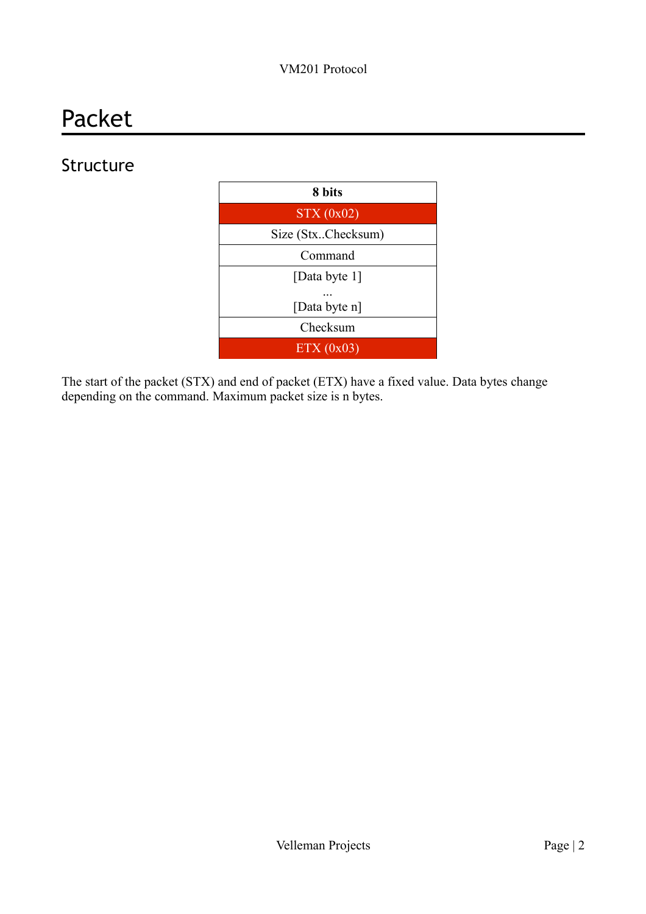# Packet

## Structure

| 8 bits |
| --- |
| STX (0x02) |
| Size (Stx..Checksum) |
| Command |
| [Data byte 1]<br>...<br>[Data byte n] |
| Checksum |
| ETX (0x03) |

The start of the packet (STX) and end of packet (ETX) have a fixed value. Data bytes change depending on the command. Maximum packet size is n bytes.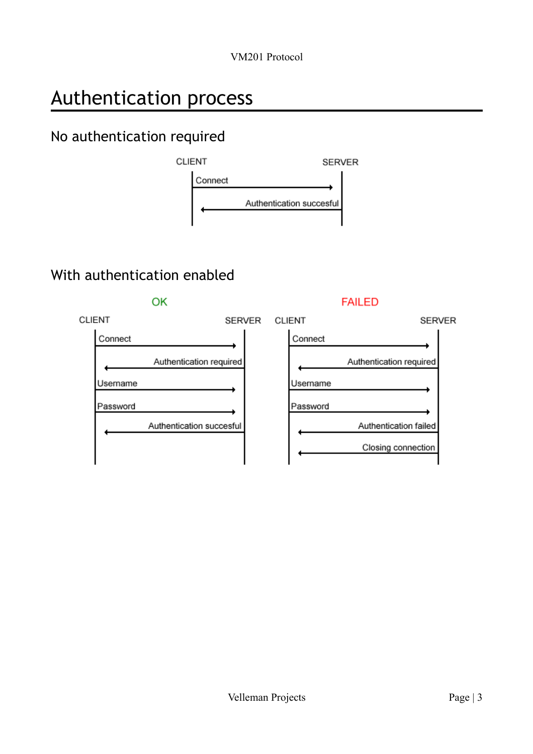# Authentication process

## No authentication required

CLIENT → SERVER: Connect

SERVER → CLIENT: Authentication succesful

## With authentication enabled

**OK**

CLIENT → SERVER: Connect

SERVER → CLIENT: Authentication required

CLIENT → SERVER: Username

CLIENT → SERVER: Password

SERVER → CLIENT: Authentication succesful

**FAILED**

CLIENT → SERVER: Connect

SERVER → CLIENT: Authentication required

CLIENT → SERVER: Username

CLIENT → SERVER: Password

SERVER → CLIENT: Authentication failed

SERVER → CLIENT: Closing connection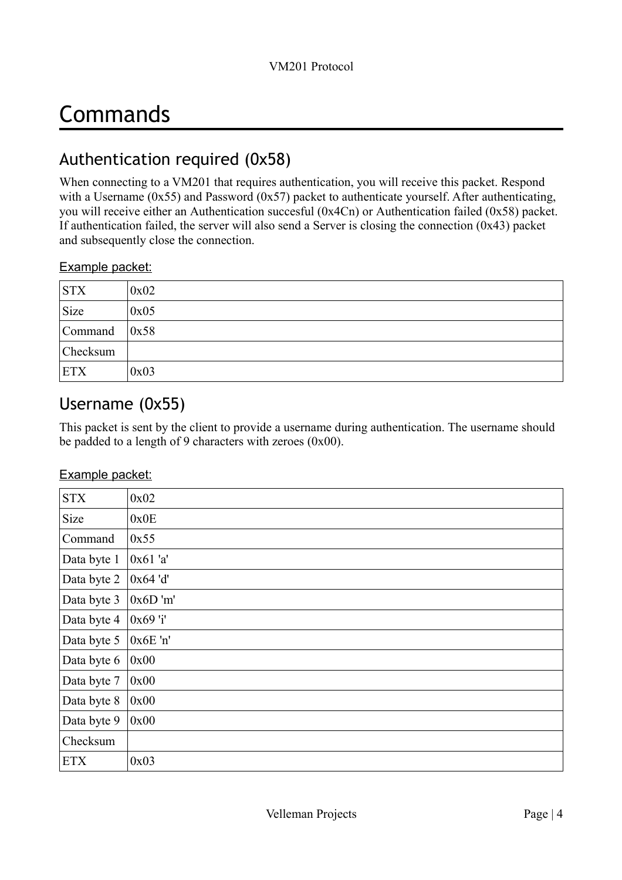# Commands

## Authentication required (0x58)

When connecting to a VM201 that requires authentication, you will receive this packet. Respond with a Username (0x55) and Password (0x57) packet to authenticate yourself. After authenticating, you will receive either an Authentication succesful (0x4Cn) or Authentication failed (0x58) packet. If authentication failed, the server will also send a Server is closing the connection (0x43) packet and subsequently close the connection.

Example packet:

| STX | 0x02 |
|---|---|
| Size | 0x05 |
| Command | 0x58 |
| Checksum | |
| ETX | 0x03 |

## Username (0x55)

This packet is sent by the client to provide a username during authentication. The username should be padded to a length of 9 characters with zeroes (0x00).

Example packet:

| STX | 0x02 |
|---|---|
| Size | 0x0E |
| Command | 0x55 |
| Data byte 1 | 0x61 'a' |
| Data byte 2 | 0x64 'd' |
| Data byte 3 | 0x6D 'm' |
| Data byte 4 | 0x69 'i' |
| Data byte 5 | 0x6E 'n' |
| Data byte 6 | 0x00 |
| Data byte 7 | 0x00 |
| Data byte 8 | 0x00 |
| Data byte 9 | 0x00 |
| Checksum | |
| ETX | 0x03 |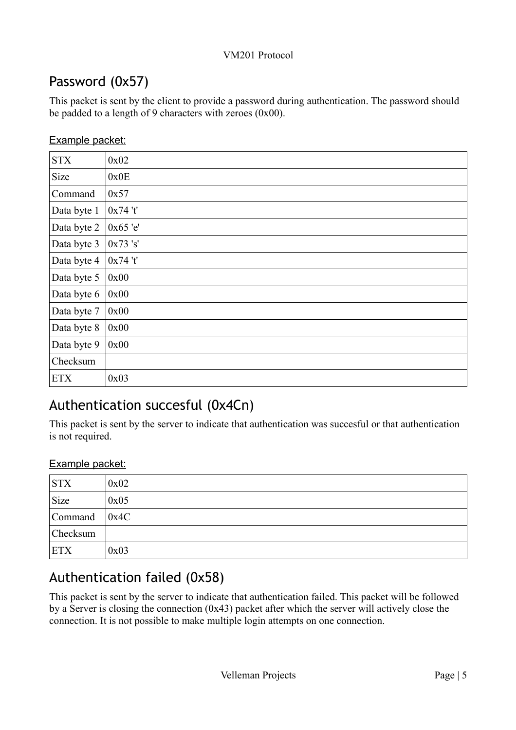## Password (0x57)

This packet is sent by the client to provide a password during authentication. The password should be padded to a length of 9 characters with zeroes (0x00).

Example packet:

| STX | 0x02 |
|---|---|
| Size | 0x0E |
| Command | 0x57 |
| Data byte 1 | 0x74 't' |
| Data byte 2 | 0x65 'e' |
| Data byte 3 | 0x73 's' |
| Data byte 4 | 0x74 't' |
| Data byte 5 | 0x00 |
| Data byte 6 | 0x00 |
| Data byte 7 | 0x00 |
| Data byte 8 | 0x00 |
| Data byte 9 | 0x00 |
| Checksum | |
| ETX | 0x03 |

## Authentication succesful (0x4Cn)

This packet is sent by the server to indicate that authentication was succesful or that authentication is not required.

Example packet:

| STX | 0x02 |
|---|---|
| Size | 0x05 |
| Command | 0x4C |
| Checksum | |
| ETX | 0x03 |

## Authentication failed (0x58)

This packet is sent by the server to indicate that authentication failed. This packet will be followed by a Server is closing the connection (0x43) packet after which the server will actively close the connection. It is not possible to make multiple login attempts on one connection.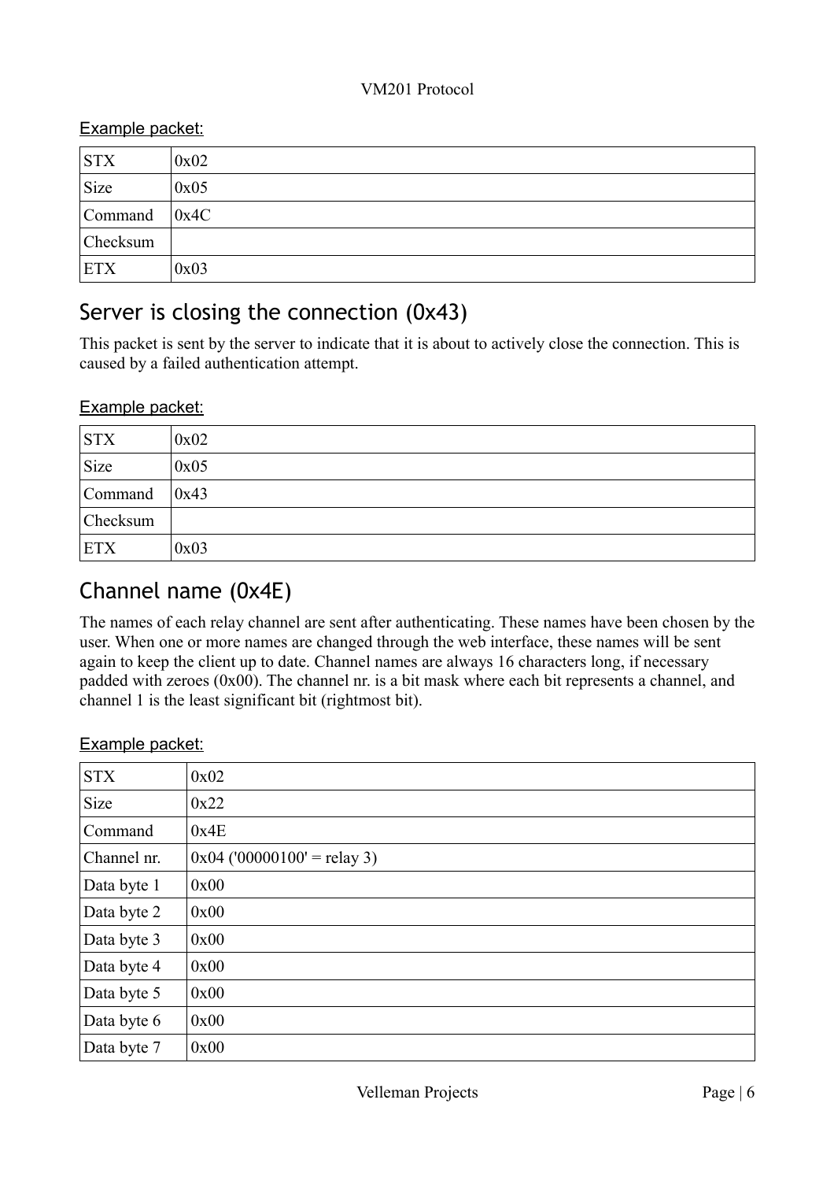Example packet:

| STX | 0x02 |
|---|---|
| Size | 0x05 |
| Command | 0x4C |
| Checksum | |
| ETX | 0x03 |

## Server is closing the connection (0x43)

This packet is sent by the server to indicate that it is about to actively close the connection. This is caused by a failed authentication attempt.

Example packet:

| STX | 0x02 |
|---|---|
| Size | 0x05 |
| Command | 0x43 |
| Checksum | |
| ETX | 0x03 |

## Channel name (0x4E)

The names of each relay channel are sent after authenticating. These names have been chosen by the user. When one or more names are changed through the web interface, these names will be sent again to keep the client up to date. Channel names are always 16 characters long, if necessary padded with zeroes (0x00). The channel nr. is a bit mask where each bit represents a channel, and channel 1 is the least significant bit (rightmost bit).

Example packet:

| STX | 0x02 |
|---|---|
| Size | 0x22 |
| Command | 0x4E |
| Channel nr. | 0x04 ('00000100' = relay 3) |
| Data byte 1 | 0x00 |
| Data byte 2 | 0x00 |
| Data byte 3 | 0x00 |
| Data byte 4 | 0x00 |
| Data byte 5 | 0x00 |
| Data byte 6 | 0x00 |
| Data byte 7 | 0x00 |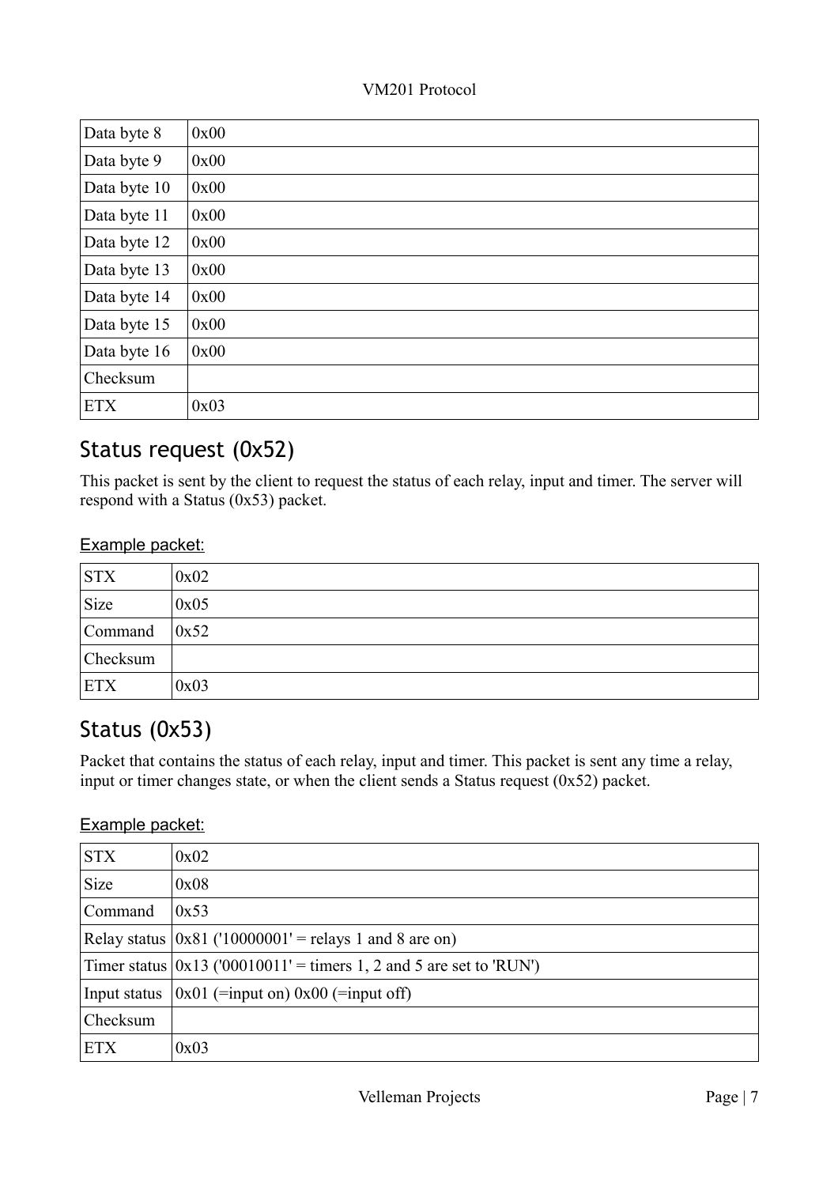| | |
|---|---|
| Data byte 8 | 0x00 |
| Data byte 9 | 0x00 |
| Data byte 10 | 0x00 |
| Data byte 11 | 0x00 |
| Data byte 12 | 0x00 |
| Data byte 13 | 0x00 |
| Data byte 14 | 0x00 |
| Data byte 15 | 0x00 |
| Data byte 16 | 0x00 |
| Checksum | |
| ETX | 0x03 |

## Status request (0x52)

This packet is sent by the client to request the status of each relay, input and timer. The server will respond with a Status (0x53) packet.

Example packet:

| | |
|---|---|
| STX | 0x02 |
| Size | 0x05 |
| Command | 0x52 |
| Checksum | |
| ETX | 0x03 |

## Status (0x53)

Packet that contains the status of each relay, input and timer. This packet is sent any time a relay, input or timer changes state, or when the client sends a Status request (0x52) packet.

Example packet:

| | |
|---|---|
| STX | 0x02 |
| Size | 0x08 |
| Command | 0x53 |
| Relay status | 0x81 ('10000001' = relays 1 and 8 are on) |
| Timer status | 0x13 ('00010011' = timers 1, 2 and 5 are set to 'RUN') |
| Input status | 0x01 (=input on) 0x00 (=input off) |
| Checksum | |
| ETX | 0x03 |